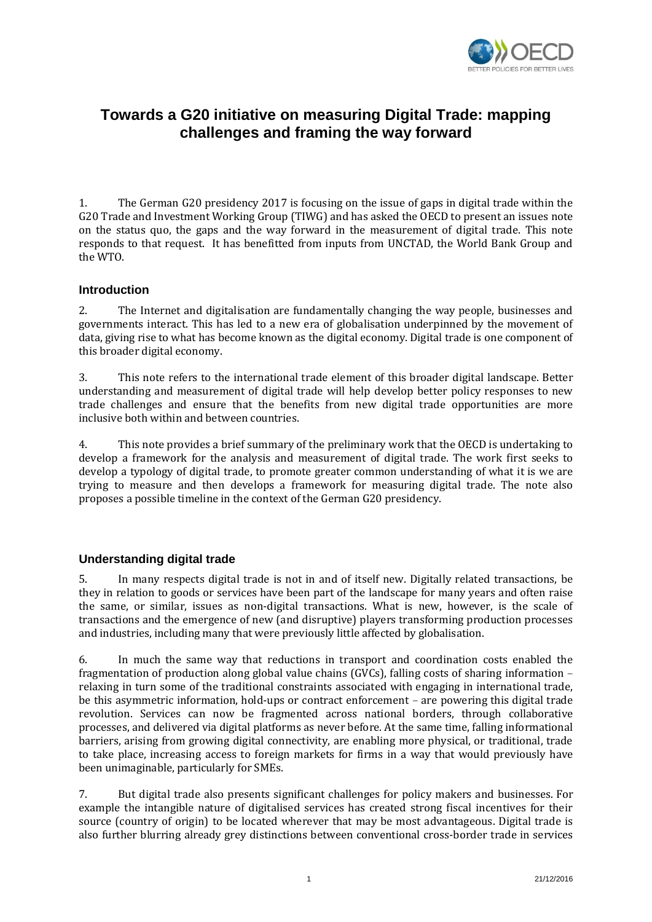# Towards a G20 initiative on measuring Digital Trade: mapping challenges and framing the way forward

1. The German G20 presidency 2017 is focusing on the issue of gaps in digital trade within the G20 Trade and Investment Working Group (TIWG) and has asked the OECD to present an issues note on the status quo, the gaps and the way forward in the measurement of digital trade. This note responds to that request. It has benefitted from inputs from UNCTAD, the World Bank Group and the WTO.

## Introduction

2. The Internet and digitalisation are fundamentally changing the way people, businesses and governments interact. This has led to a new era of globalisation underpinned by the movement of data, giving rise to what has become known as the digital economy. Digital trade is one component of this broader digital economy.

3. This note refers to the international trade element of this broader digital landscape. Better understanding and measurement of digital trade will help develop better policy responses to new trade challenges and ensure that the benefits from new digital trade opportunities are more inclusive both within and between countries.

4. This note provides a brief summary of the preliminary work that the OECD is undertaking to develop a framework for the analysis and measurement of digital trade. The work first seeks to develop a typology of digital trade, to promote greater common understanding of what it is we are trying to measure and then develops a framework for measuring digital trade. The note also proposes a possible timeline in the context of the German G20 presidency.

## Understanding digital trade

5. In many respects digital trade is not in and of itself new. Digitally related transactions, be they in relation to goods or services have been part of the landscape for many years and often raise the same, or similar, issues as non-digital transactions. What is new, however, is the scale of transactions and the emergence of new (and disruptive) players transforming production processes and industries, including many that were previously little affected by globalisation.

6. In much the same way that reductions in transport and coordination costs enabled the fragmentation of production along global value chains (GVCs), falling costs of sharing information – relaxing in turn some of the traditional constraints associated with engaging in international trade, be this asymmetric information, hold-ups or contract enforcement – are powering this digital trade revolution. Services can now be fragmented across national borders, through collaborative processes, and delivered via digital platforms as never before. At the same time, falling informational barriers, arising from growing digital connectivity, are enabling more physical, or traditional, trade to take place, increasing access to foreign markets for firms in a way that would previously have been unimaginable, particularly for SMEs.

7. But digital trade also presents significant challenges for policy makers and businesses. For example the intangible nature of digitalised services has created strong fiscal incentives for their source (country of origin) to be located wherever that may be most advantageous. Digital trade is also further blurring already grey distinctions between conventional cross-border trade in services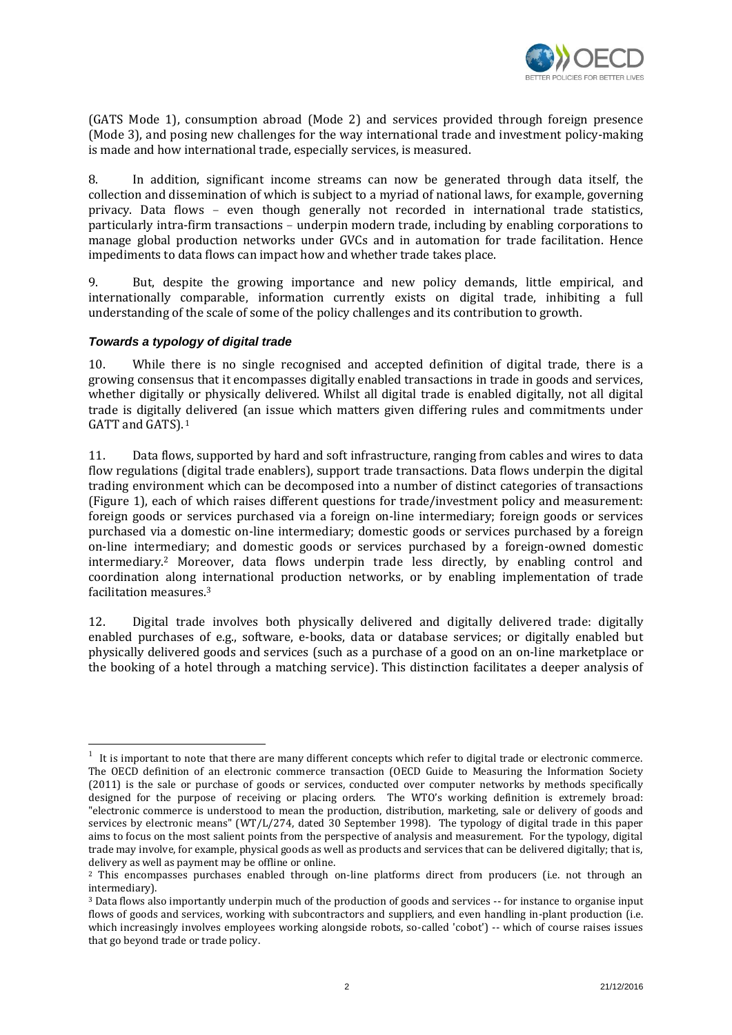(GATS Mode 1), consumption abroad (Mode 2) and services provided through foreign presence (Mode 3), and posing new challenges for the way international trade and investment policy-making is made and how international trade, especially services, is measured.

8. In addition, significant income streams can now be generated through data itself, the collection and dissemination of which is subject to a myriad of national laws, for example, governing privacy. Data flows – even though generally not recorded in international trade statistics, particularly intra-firm transactions – underpin modern trade, including by enabling corporations to manage global production networks under GVCs and in automation for trade facilitation. Hence impediments to data flows can impact how and whether trade takes place.

9. But, despite the growing importance and new policy demands, little empirical, and internationally comparable, information currently exists on digital trade, inhibiting a full understanding of the scale of some of the policy challenges and its contribution to growth.

### *Towards a typology of digital trade*

10. While there is no single recognised and accepted definition of digital trade, there is a growing consensus that it encompasses digitally enabled transactions in trade in goods and services, whether digitally or physically delivered. Whilst all digital trade is enabled digitally, not all digital trade is digitally delivered (an issue which matters given differing rules and commitments under GATT and GATS).[1]

11. Data flows, supported by hard and soft infrastructure, ranging from cables and wires to data flow regulations (digital trade enablers), support trade transactions. Data flows underpin the digital trading environment which can be decomposed into a number of distinct categories of transactions (Figure 1), each of which raises different questions for trade/investment policy and measurement: foreign goods or services purchased via a foreign on-line intermediary; foreign goods or services purchased via a domestic on-line intermediary; domestic goods or services purchased by a foreign on-line intermediary; and domestic goods or services purchased by a foreign-owned domestic intermediary.[2] Moreover, data flows underpin trade less directly, by enabling control and coordination along international production networks, or by enabling implementation of trade facilitation measures.[3]

12. Digital trade involves both physically delivered and digitally delivered trade: digitally enabled purchases of e.g., software, e-books, data or database services; or digitally enabled but physically delivered goods and services (such as a purchase of a good on an on-line marketplace or the booking of a hotel through a matching service). This distinction facilitates a deeper analysis of

---

[1] It is important to note that there are many different concepts which refer to digital trade or electronic commerce. The OECD definition of an electronic commerce transaction (OECD Guide to Measuring the Information Society (2011) is the sale or purchase of goods or services, conducted over computer networks by methods specifically designed for the purpose of receiving or placing orders. The WTO's working definition is extremely broad: "electronic commerce is understood to mean the production, distribution, marketing, sale or delivery of goods and services by electronic means" (WT/L/274, dated 30 September 1998). The typology of digital trade in this paper aims to focus on the most salient points from the perspective of analysis and measurement. For the typology, digital trade may involve, for example, physical goods as well as products and services that can be delivered digitally; that is, delivery as well as payment may be offline or online.

[2] This encompasses purchases enabled through on-line platforms direct from producers (i.e. not through an intermediary).

[3] Data flows also importantly underpin much of the production of goods and services -- for instance to organise input flows of goods and services, working with subcontractors and suppliers, and even handling in-plant production (i.e. which increasingly involves employees working alongside robots, so-called 'cobot') -- which of course raises issues that go beyond trade or trade policy.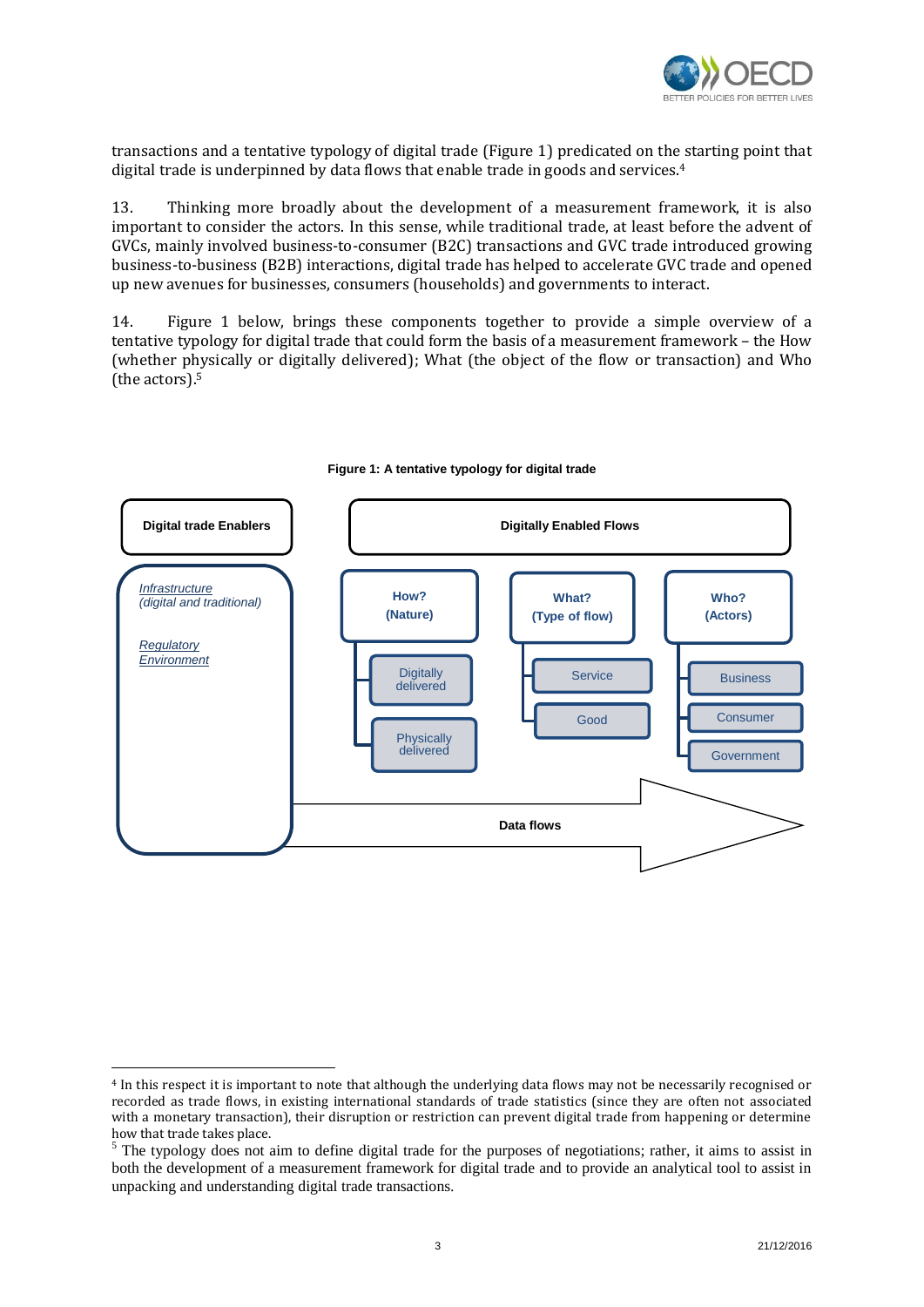transactions and a tentative typology of digital trade (Figure 1) predicated on the starting point that digital trade is underpinned by data flows that enable trade in goods and services.[4]

13. Thinking more broadly about the development of a measurement framework, it is also important to consider the actors. In this sense, while traditional trade, at least before the advent of GVCs, mainly involved business-to-consumer (B2C) transactions and GVC trade introduced growing business-to-business (B2B) interactions, digital trade has helped to accelerate GVC trade and opened up new avenues for businesses, consumers (households) and governments to interact.

14. Figure 1 below, brings these components together to provide a simple overview of a tentative typology for digital trade that could form the basis of a measurement framework – the How (whether physically or digitally delivered); What (the object of the flow or transaction) and Who (the actors).[5]

**Figure 1: A tentative typology for digital trade**

Digital trade Enablers

*Infrastructure (digital and traditional)*

*Regulatory Environment*

Digitally Enabled Flows

How? (Nature)
- Digitally delivered
- Physically delivered

What? (Type of flow)
- Service
- Good

Who? (Actors)
- Business
- Consumer
- Government

Data flows

---

[4] In this respect it is important to note that although the underlying data flows may not be necessarily recognised or recorded as trade flows, in existing international standards of trade statistics (since they are often not associated with a monetary transaction), their disruption or restriction can prevent digital trade from happening or determine how that trade takes place.

[5] The typology does not aim to define digital trade for the purposes of negotiations; rather, it aims to assist in both the development of a measurement framework for digital trade and to provide an analytical tool to assist in unpacking and understanding digital trade transactions.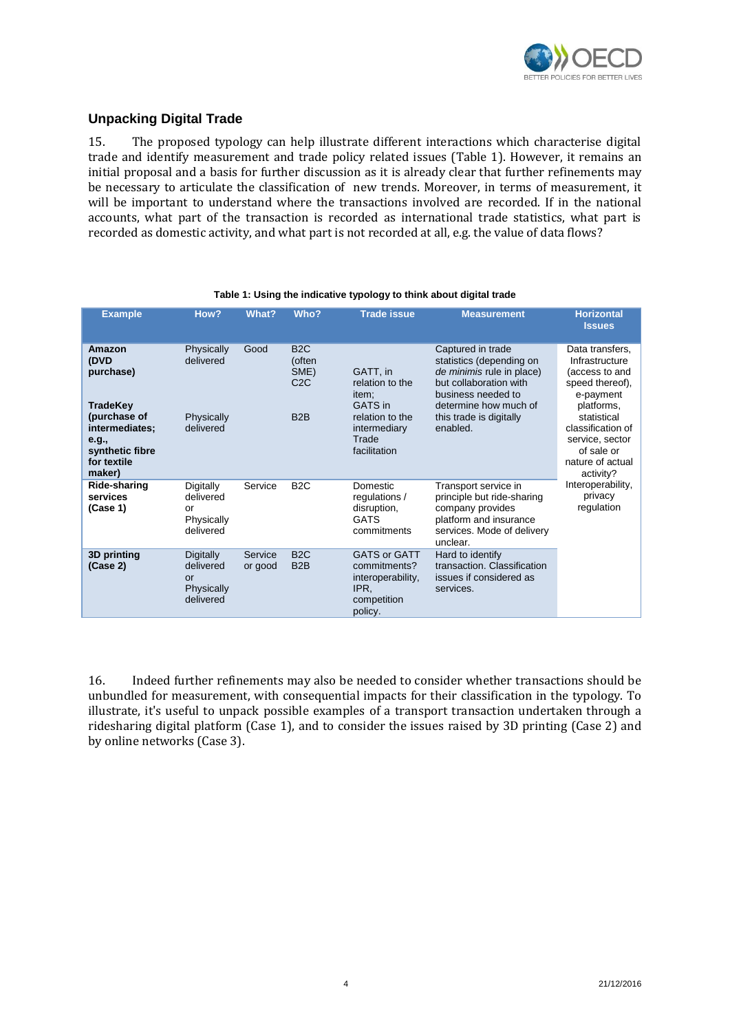## Unpacking Digital Trade

15. The proposed typology can help illustrate different interactions which characterise digital trade and identify measurement and trade policy related issues (Table 1). However, it remains an initial proposal and a basis for further discussion as it is already clear that further refinements may be necessary to articulate the classification of new trends. Moreover, in terms of measurement, it will be important to understand where the transactions involved are recorded. If in the national accounts, what part of the transaction is recorded as international trade statistics, what part is recorded as domestic activity, and what part is not recorded at all, e.g. the value of data flows?

**Table 1: Using the indicative typology to think about digital trade**

| Example | How? | What? | Who? | Trade issue | Measurement | Horizontal Issues |
|---|---|---|---|---|---|---|
| **Amazon (DVD purchase)** | Physically delivered | Good | B2C (often SME) C2C | GATT, in relation to the item; GATS in relation to the intermediary Trade facilitation | Captured in trade statistics (depending on *de minimis* rule in place) but collaboration with business needed to determine how much of this trade is digitally enabled. | Data transfers, Infrastructure (access to and speed thereof), e-payment platforms, statistical classification of service, sector of sale or nature of actual activity? Interoperability, privacy regulation |
| **TradeKey (purchase of intermediaries; e.g., synthetic fibre for textile maker)** | Physically delivered | | B2B | | | |
| **Ride-sharing services (Case 1)** | Digitally delivered or Physically delivered | Service | B2C | Domestic regulations / disruption, GATS commitments | Transport service in principle but ride-sharing company provides platform and insurance services. Mode of delivery unclear. | |
| **3D printing (Case 2)** | Digitally delivered or Physically delivered | Service or good | B2C B2B | GATS or GATT commitments? interoperability, IPR, competition policy. | Hard to identify transaction. Classification issues if considered as services. | |

16. Indeed further refinements may also be needed to consider whether transactions should be unbundled for measurement, with consequential impacts for their classification in the typology. To illustrate, it's useful to unpack possible examples of a transport transaction undertaken through a ridesharing digital platform (Case 1), and to consider the issues raised by 3D printing (Case 2) and by online networks (Case 3).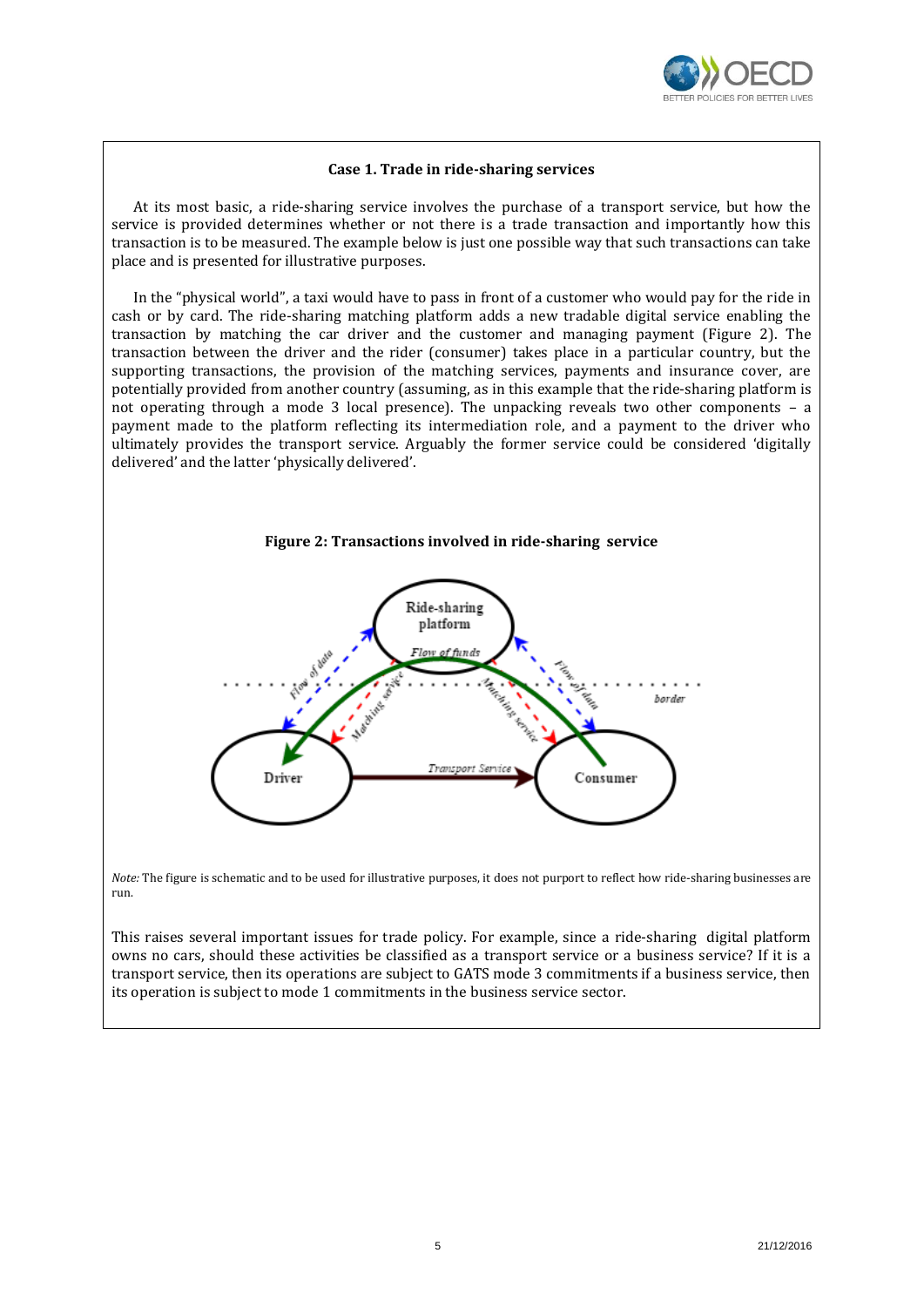### Case 1. Trade in ride-sharing services

At its most basic, a ride-sharing service involves the purchase of a transport service, but how the service is provided determines whether or not there is a trade transaction and importantly how this transaction is to be measured. The example below is just one possible way that such transactions can take place and is presented for illustrative purposes.

In the "physical world", a taxi would have to pass in front of a customer who would pay for the ride in cash or by card. The ride-sharing matching platform adds a new tradable digital service enabling the transaction by matching the car driver and the customer and managing payment (Figure 2). The transaction between the driver and the rider (consumer) takes place in a particular country, but the supporting transactions, the provision of the matching services, payments and insurance cover, are potentially provided from another country (assuming, as in this example that the ride-sharing platform is not operating through a mode 3 local presence). The unpacking reveals two other components – a payment made to the platform reflecting its intermediation role, and a payment to the driver who ultimately provides the transport service. Arguably the former service could be considered 'digitally delivered' and the latter 'physically delivered'.

**Figure 2: Transactions involved in ride-sharing service**

*Note:* The figure is schematic and to be used for illustrative purposes, it does not purport to reflect how ride-sharing businesses are run.

This raises several important issues for trade policy. For example, since a ride-sharing digital platform owns no cars, should these activities be classified as a transport service or a business service? If it is a transport service, then its operations are subject to GATS mode 3 commitments if a business service, then its operation is subject to mode 1 commitments in the business service sector.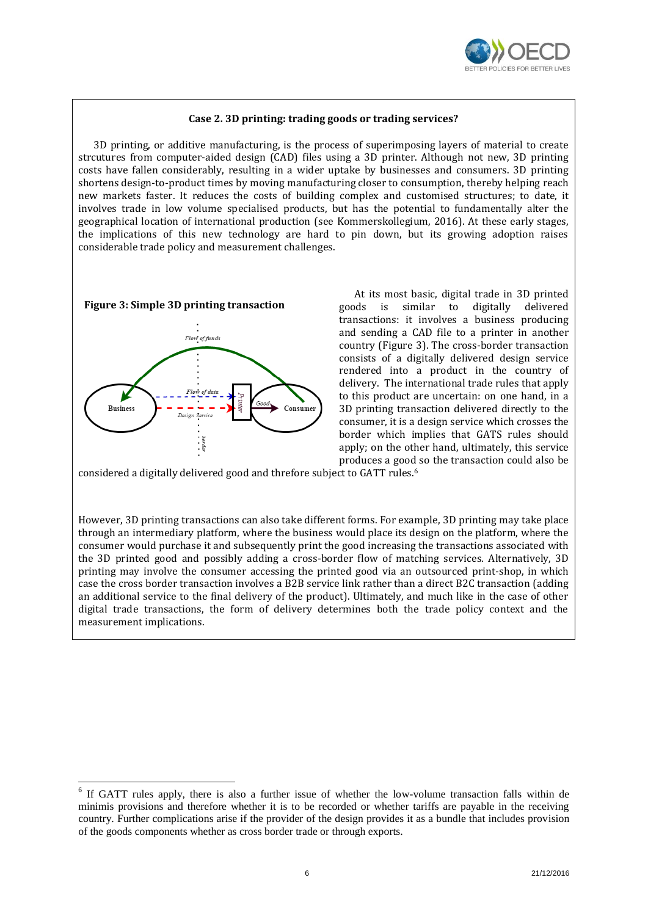**Case 2. 3D printing: trading goods or trading services?**

3D printing, or additive manufacturing, is the process of superimposing layers of material to create strcutures from computer-aided design (CAD) files using a 3D printer. Although not new, 3D printing costs have fallen considerably, resulting in a wider uptake by businesses and consumers. 3D printing shortens design-to-product times by moving manufacturing closer to consumption, thereby helping reach new markets faster. It reduces the costs of building complex and customised structures; to date, it involves trade in low volume specialised products, but has the potential to fundamentally alter the geographical location of international production (see Kommerskollegium, 2016). At these early stages, the implications of this new technology are hard to pin down, but its growing adoption raises considerable trade policy and measurement challenges.

**Figure 3: Simple 3D printing transaction**

At its most basic, digital trade in 3D printed goods is similar to digitally delivered transactions: it involves a business producing and sending a CAD file to a printer in another country (Figure 3). The cross-border transaction consists of a digitally delivered design service rendered into a product in the country of delivery. The international trade rules that apply to this product are uncertain: on one hand, in a 3D printing transaction delivered directly to the consumer, it is a design service which crosses the border which implies that GATS rules should apply; on the other hand, ultimately, this service produces a good so the transaction could also be considered a digitally delivered good and threfore subject to GATT rules.[6]

However, 3D printing transactions can also take different forms. For example, 3D printing may take place through an intermediary platform, where the business would place its design on the platform, where the consumer would purchase it and subsequently print the good increasing the transactions associated with the 3D printed good and possibly adding a cross-border flow of matching services. Alternatively, 3D printing may involve the consumer accessing the printed good via an outsourced print-shop, in which case the cross border transaction involves a B2B service link rather than a direct B2C transaction (adding an additional service to the final delivery of the product). Ultimately, and much like in the case of other digital trade transactions, the form of delivery determines both the trade policy context and the measurement implications.

---

[6] If GATT rules apply, there is also a further issue of whether the low-volume transaction falls within de minimis provisions and therefore whether it is to be recorded or whether tariffs are payable in the receiving country. Further complications arise if the provider of the design provides it as a bundle that includes provision of the goods components whether as cross border trade or through exports.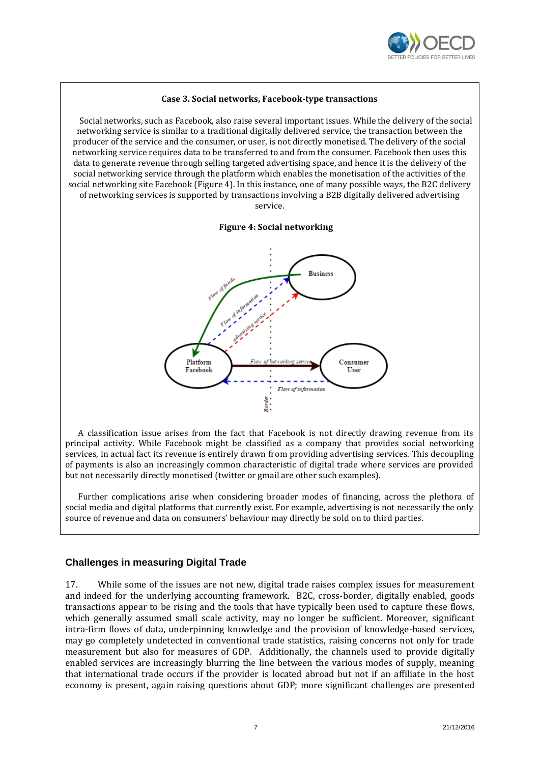**Case 3. Social networks, Facebook-type transactions**

Social networks, such as Facebook, also raise several important issues. While the delivery of the social networking service is similar to a traditional digitally delivered service, the transaction between the producer of the service and the consumer, or user, is not directly monetised. The delivery of the social networking service requires data to be transferred to and from the consumer. Facebook then uses this data to generate revenue through selling targeted advertising space, and hence it is the delivery of the social networking service through the platform which enables the monetisation of the activities of the social networking site Facebook (Figure 4). In this instance, one of many possible ways, the B2C delivery of networking services is supported by transactions involving a B2B digitally delivered advertising service.

**Figure 4: Social networking**

A classification issue arises from the fact that Facebook is not directly drawing revenue from its principal activity. While Facebook might be classified as a company that provides social networking services, in actual fact its revenue is entirely drawn from providing advertising services. This decoupling of payments is also an increasingly common characteristic of digital trade where services are provided but not necessarily directly monetised (twitter or gmail are other such examples).

Further complications arise when considering broader modes of financing, across the plethora of social media and digital platforms that currently exist. For example, advertising is not necessarily the only source of revenue and data on consumers' behaviour may directly be sold on to third parties.

## Challenges in measuring Digital Trade

17. While some of the issues are not new, digital trade raises complex issues for measurement and indeed for the underlying accounting framework. B2C, cross-border, digitally enabled, goods transactions appear to be rising and the tools that have typically been used to capture these flows, which generally assumed small scale activity, may no longer be sufficient. Moreover, significant intra-firm flows of data, underpinning knowledge and the provision of knowledge-based services, may go completely undetected in conventional trade statistics, raising concerns not only for trade measurement but also for measures of GDP. Additionally, the channels used to provide digitally enabled services are increasingly blurring the line between the various modes of supply, meaning that international trade occurs if the provider is located abroad but not if an affiliate in the host economy is present, again raising questions about GDP; more significant challenges are presented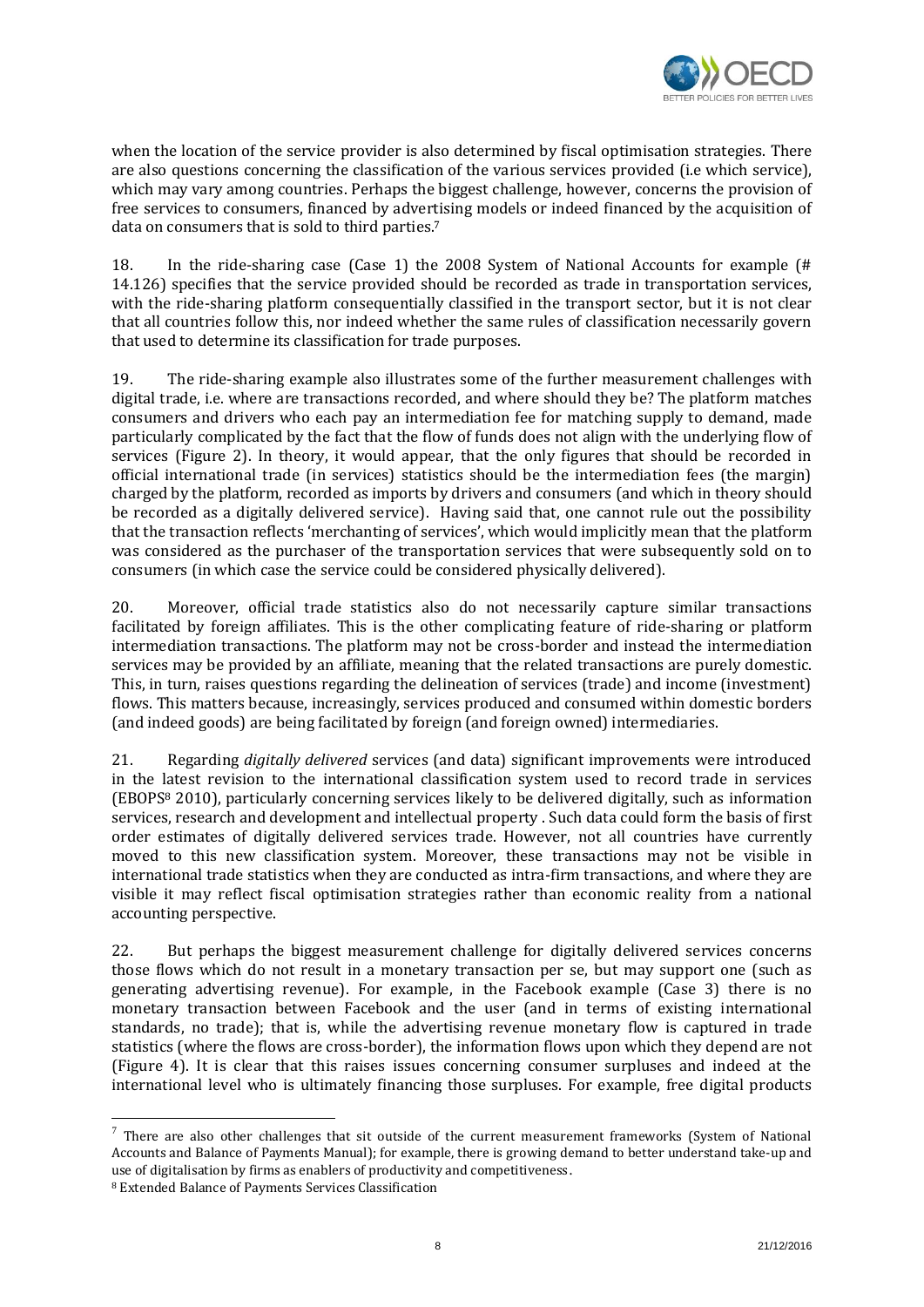when the location of the service provider is also determined by fiscal optimisation strategies. There are also questions concerning the classification of the various services provided (i.e which service), which may vary among countries. Perhaps the biggest challenge, however, concerns the provision of free services to consumers, financed by advertising models or indeed financed by the acquisition of data on consumers that is sold to third parties.[7]

18. In the ride-sharing case (Case 1) the 2008 System of National Accounts for example (# 14.126) specifies that the service provided should be recorded as trade in transportation services, with the ride-sharing platform consequentially classified in the transport sector, but it is not clear that all countries follow this, nor indeed whether the same rules of classification necessarily govern that used to determine its classification for trade purposes.

19. The ride-sharing example also illustrates some of the further measurement challenges with digital trade, i.e. where are transactions recorded, and where should they be? The platform matches consumers and drivers who each pay an intermediation fee for matching supply to demand, made particularly complicated by the fact that the flow of funds does not align with the underlying flow of services (Figure 2). In theory, it would appear, that the only figures that should be recorded in official international trade (in services) statistics should be the intermediation fees (the margin) charged by the platform, recorded as imports by drivers and consumers (and which in theory should be recorded as a digitally delivered service). Having said that, one cannot rule out the possibility that the transaction reflects 'merchanting of services', which would implicitly mean that the platform was considered as the purchaser of the transportation services that were subsequently sold on to consumers (in which case the service could be considered physically delivered).

20. Moreover, official trade statistics also do not necessarily capture similar transactions facilitated by foreign affiliates. This is the other complicating feature of ride-sharing or platform intermediation transactions. The platform may not be cross-border and instead the intermediation services may be provided by an affiliate, meaning that the related transactions are purely domestic. This, in turn, raises questions regarding the delineation of services (trade) and income (investment) flows. This matters because, increasingly, services produced and consumed within domestic borders (and indeed goods) are being facilitated by foreign (and foreign owned) intermediaries.

21. Regarding *digitally delivered* services (and data) significant improvements were introduced in the latest revision to the international classification system used to record trade in services (EBOPS[8] 2010), particularly concerning services likely to be delivered digitally, such as information services, research and development and intellectual property . Such data could form the basis of first order estimates of digitally delivered services trade. However, not all countries have currently moved to this new classification system. Moreover, these transactions may not be visible in international trade statistics when they are conducted as intra-firm transactions, and where they are visible it may reflect fiscal optimisation strategies rather than economic reality from a national accounting perspective.

22. But perhaps the biggest measurement challenge for digitally delivered services concerns those flows which do not result in a monetary transaction per se, but may support one (such as generating advertising revenue). For example, in the Facebook example (Case 3) there is no monetary transaction between Facebook and the user (and in terms of existing international standards, no trade); that is, while the advertising revenue monetary flow is captured in trade statistics (where the flows are cross-border), the information flows upon which they depend are not (Figure 4). It is clear that this raises issues concerning consumer surpluses and indeed at the international level who is ultimately financing those surpluses. For example, free digital products

---

[7] There are also other challenges that sit outside of the current measurement frameworks (System of National Accounts and Balance of Payments Manual); for example, there is growing demand to better understand take-up and use of digitalisation by firms as enablers of productivity and competitiveness.

[8] Extended Balance of Payments Services Classification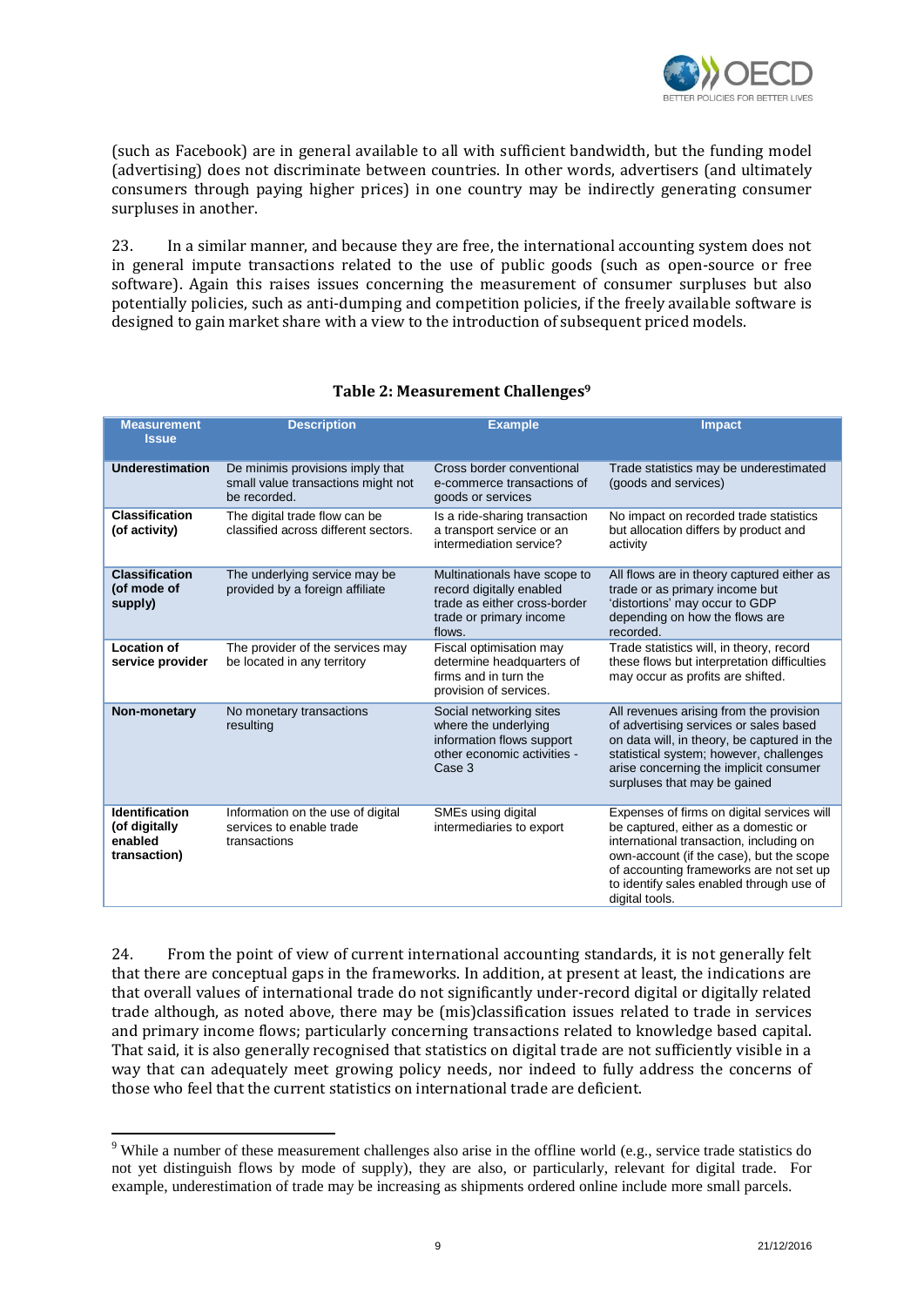(such as Facebook) are in general available to all with sufficient bandwidth, but the funding model (advertising) does not discriminate between countries. In other words, advertisers (and ultimately consumers through paying higher prices) in one country may be indirectly generating consumer surpluses in another.

23. In a similar manner, and because they are free, the international accounting system does not in general impute transactions related to the use of public goods (such as open-source or free software). Again this raises issues concerning the measurement of consumer surpluses but also potentially policies, such as anti-dumping and competition policies, if the freely available software is designed to gain market share with a view to the introduction of subsequent priced models.

**Table 2: Measurement Challenges[9]**

| Measurement Issue | Description | Example | Impact |
|---|---|---|---|
| **Underestimation** | De minimis provisions imply that small value transactions might not be recorded. | Cross border conventional e-commerce transactions of goods or services | Trade statistics may be underestimated (goods and services) |
| **Classification (of activity)** | The digital trade flow can be classified across different sectors. | Is a ride-sharing transaction a transport service or an intermediation service? | No impact on recorded trade statistics but allocation differs by product and activity |
| **Classification (of mode of supply)** | The underlying service may be provided by a foreign affiliate | Multinationals have scope to record digitally enabled trade as either cross-border trade or primary income flows. | All flows are in theory captured either as trade or as primary income but 'distortions' may occur to GDP depending on how the flows are recorded. |
| **Location of service provider** | The provider of the services may be located in any territory | Fiscal optimisation may determine headquarters of firms and in turn the provision of services. | Trade statistics will, in theory, record these flows but interpretation difficulties may occur as profits are shifted. |
| **Non-monetary** | No monetary transactions resulting | Social networking sites where the underlying information flows support other economic activities - Case 3 | All revenues arising from the provision of advertising services or sales based on data will, in theory, be captured in the statistical system; however, challenges arise concerning the implicit consumer surpluses that may be gained |
| **Identification (of digitally enabled transaction)** | Information on the use of digital services to enable trade transactions | SMEs using digital intermediaries to export | Expenses of firms on digital services will be captured, either as a domestic or international transaction, including on own-account (if the case), but the scope of accounting frameworks are not set up to identify sales enabled through use of digital tools. |

24. From the point of view of current international accounting standards, it is not generally felt that there are conceptual gaps in the frameworks. In addition, at present at least, the indications are that overall values of international trade do not significantly under-record digital or digitally related trade although, as noted above, there may be (mis)classification issues related to trade in services and primary income flows; particularly concerning transactions related to knowledge based capital. That said, it is also generally recognised that statistics on digital trade are not sufficiently visible in a way that can adequately meet growing policy needs, nor indeed to fully address the concerns of those who feel that the current statistics on international trade are deficient.

[9] While a number of these measurement challenges also arise in the offline world (e.g., service trade statistics do not yet distinguish flows by mode of supply), they are also, or particularly, relevant for digital trade. For example, underestimation of trade may be increasing as shipments ordered online include more small parcels.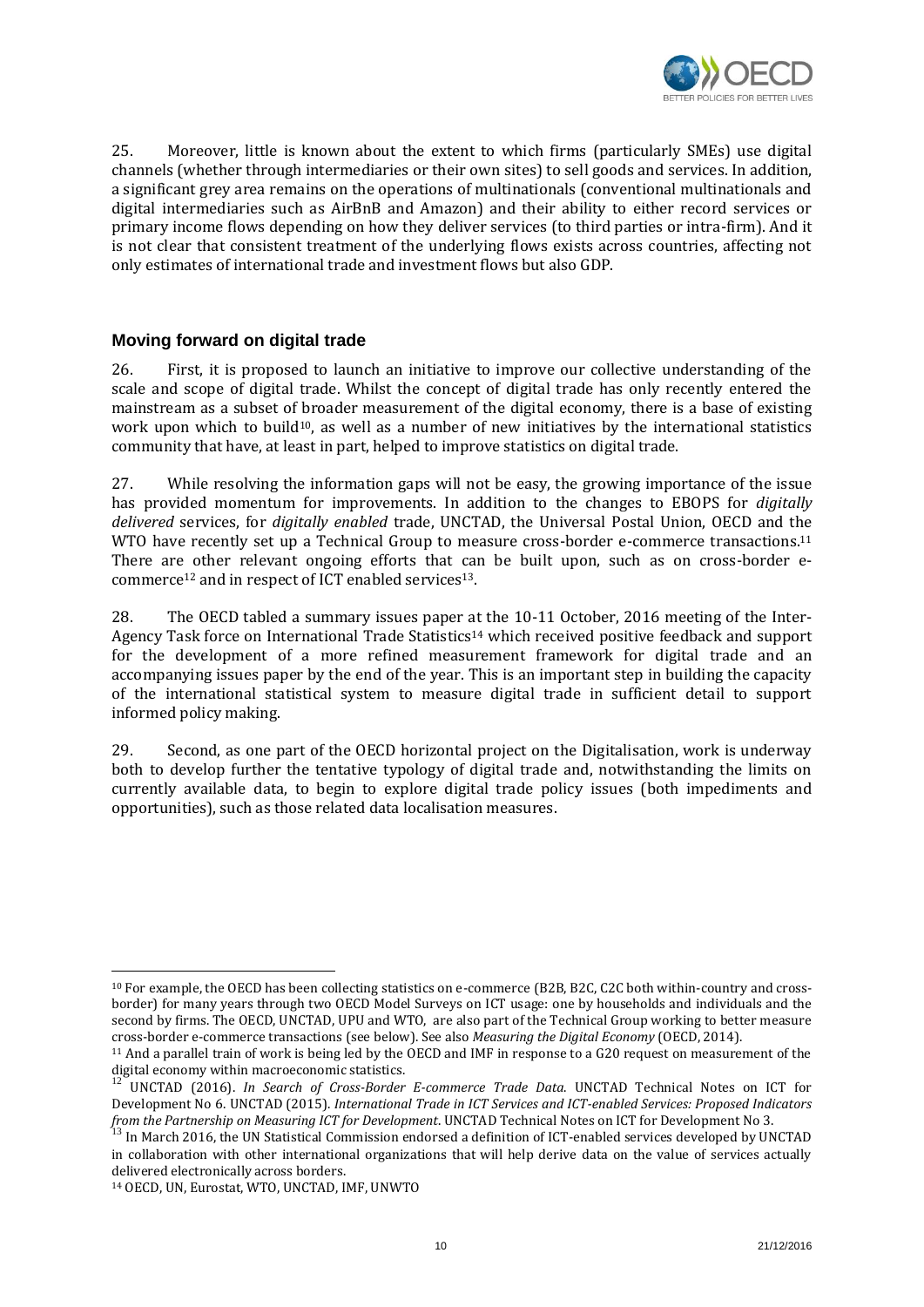25. Moreover, little is known about the extent to which firms (particularly SMEs) use digital channels (whether through intermediaries or their own sites) to sell goods and services. In addition, a significant grey area remains on the operations of multinationals (conventional multinationals and digital intermediaries such as AirBnB and Amazon) and their ability to either record services or primary income flows depending on how they deliver services (to third parties or intra-firm). And it is not clear that consistent treatment of the underlying flows exists across countries, affecting not only estimates of international trade and investment flows but also GDP.

## Moving forward on digital trade

26. First, it is proposed to launch an initiative to improve our collective understanding of the scale and scope of digital trade. Whilst the concept of digital trade has only recently entered the mainstream as a subset of broader measurement of the digital economy, there is a base of existing work upon which to build[10], as well as a number of new initiatives by the international statistics community that have, at least in part, helped to improve statistics on digital trade.

27. While resolving the information gaps will not be easy, the growing importance of the issue has provided momentum for improvements. In addition to the changes to EBOPS for *digitally delivered* services, for *digitally enabled* trade, UNCTAD, the Universal Postal Union, OECD and the WTO have recently set up a Technical Group to measure cross-border e-commerce transactions.[11] There are other relevant ongoing efforts that can be built upon, such as on cross-border e-commerce[12] and in respect of ICT enabled services[13].

28. The OECD tabled a summary issues paper at the 10-11 October, 2016 meeting of the Inter-Agency Task force on International Trade Statistics[14] which received positive feedback and support for the development of a more refined measurement framework for digital trade and an accompanying issues paper by the end of the year. This is an important step in building the capacity of the international statistical system to measure digital trade in sufficient detail to support informed policy making.

29. Second, as one part of the OECD horizontal project on the Digitalisation, work is underway both to develop further the tentative typology of digital trade and, notwithstanding the limits on currently available data, to begin to explore digital trade policy issues (both impediments and opportunities), such as those related data localisation measures.

---

[10] For example, the OECD has been collecting statistics on e-commerce (B2B, B2C, C2C both within-country and cross-border) for many years through two OECD Model Surveys on ICT usage: one by households and individuals and the second by firms. The OECD, UNCTAD, UPU and WTO, are also part of the Technical Group working to better measure cross-border e-commerce transactions (see below). See also *Measuring the Digital Economy* (OECD, 2014).

[11] And a parallel train of work is being led by the OECD and IMF in response to a G20 request on measurement of the digital economy within macroeconomic statistics.

[12] UNCTAD (2016). *In Search of Cross-Border E-commerce Trade Data*. UNCTAD Technical Notes on ICT for Development No 6. UNCTAD (2015). *International Trade in ICT Services and ICT-enabled Services: Proposed Indicators from the Partnership on Measuring ICT for Development*. UNCTAD Technical Notes on ICT for Development No 3.

[13] In March 2016, the UN Statistical Commission endorsed a definition of ICT-enabled services developed by UNCTAD in collaboration with other international organizations that will help derive data on the value of services actually delivered electronically across borders.

[14] OECD, UN, Eurostat, WTO, UNCTAD, IMF, UNWTO